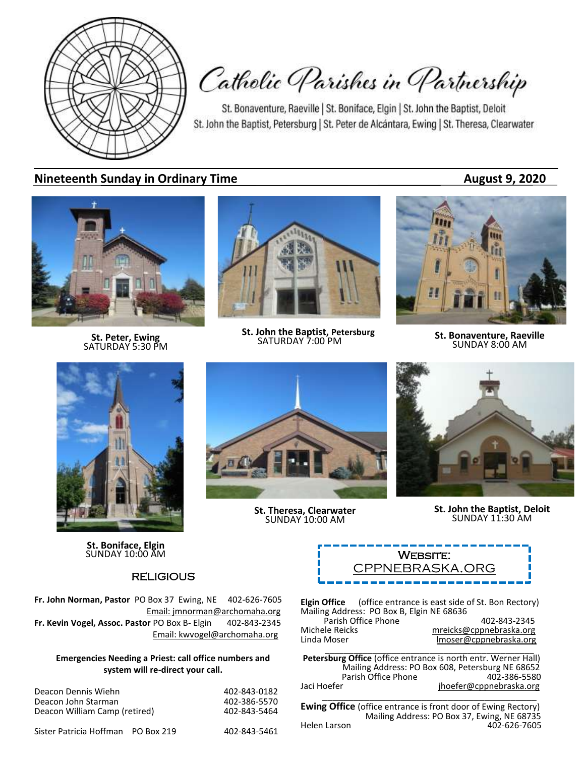# Catholic Parishes in Partnership

St. Bonaventure, Raeville | St. Boniface, Elgin | St. John the Baptist, Deloit
St. John the Baptist, Petersburg | St. Peter de Alcántara, Ewing | St. Theresa, Clearwater

## Nineteenth Sunday in Ordinary Time — August 9, 2020

**St. Peter, Ewing**
SATURDAY 5:30 PM

**St. John the Baptist, Petersburg**
SATURDAY 7:00 PM

**St. Bonaventure, Raeville**
SUNDAY 8:00 AM

**St. Theresa, Clearwater**
SUNDAY 10:00 AM

**St. John the Baptist, Deloit**
SUNDAY 11:30 AM

**St. Boniface, Elgin**
SUNDAY 10:00 AM

WEBSITE:
CPPNEBRASKA.ORG

### RELIGIOUS

**Fr. John Norman, Pastor** PO Box 37 Ewing, NE 402-626-7605
Email: jmnorman@archomaha.org

**Fr. Kevin Vogel, Assoc. Pastor** PO Box B- Elgin 402-843-2345
Email: kwvogel@archomaha.org

**Emergencies Needing a Priest: call office numbers and system will re-direct your call.**

Deacon Dennis Wiehn 402-843-0182
Deacon John Starman 402-386-5570
Deacon William Camp (retired) 402-843-5464

Sister Patricia Hoffman PO Box 219 402-843-5461

**Elgin Office** (office entrance is east side of St. Bon Rectory)
Mailing Address: PO Box B, Elgin NE 68636
Parish Office Phone 402-843-2345
Michele Reicks mreicks@cppnebraska.org
Linda Moser lmoser@cppnebraska.org

**Petersburg Office** (office entrance is north entr. Werner Hall)
Mailing Address: PO Box 608, Petersburg NE 68652
Parish Office Phone 402-386-5580
Jaci Hoefer jhoefer@cppnebraska.org

**Ewing Office** (office entrance is front door of Ewing Rectory)
Mailing Address: PO Box 37, Ewing, NE 68735
Helen Larson 402-626-7605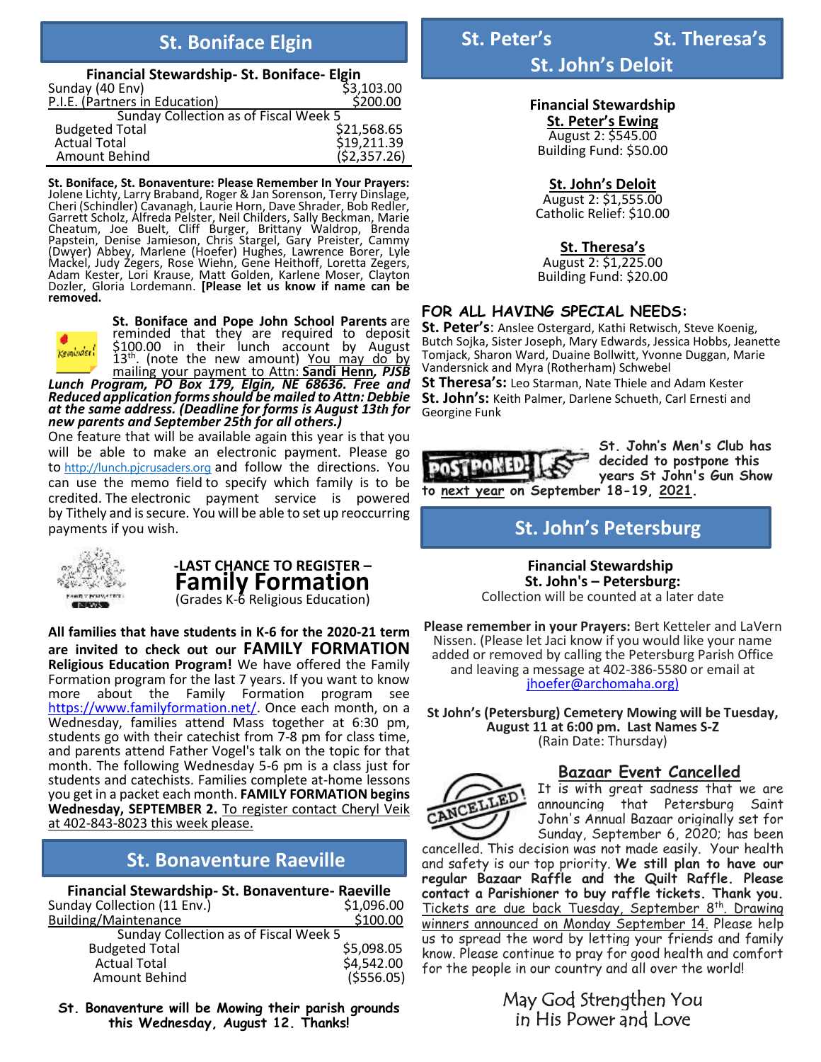## St. Boniface Elgin

| Financial Stewardship- St. Boniface- Elgin | |
|---|---|
| Sunday (40 Env) | $3,103.00 |
| P.I.E. (Partners in Education) | $200.00 |
| Sunday Collection as of Fiscal Week 5 | |
| Budgeted Total | $21,568.65 |
| Actual Total | $19,211.39 |
| Amount Behind | ($2,357.26) |

**St. Boniface, St. Bonaventure: Please Remember In Your Prayers:** Jolene Lichty, Larry Braband, Roger & Jan Sorenson, Terry Dinslage, Cheri (Schindler) Cavanagh, Laurie Horn, Dave Shrader, Bob Redler, Garrett Scholz, Alfreda Pelster, Neil Childers, Sally Beckman, Marie Cheatum, Joe Buelt, Cliff Burger, Brittany Waldrop, Brenda Papstein, Denise Jamieson, Chris Stargel, Gary Preister, Cammy (Dwyer) Abbey, Marlene (Hoefer) Hughes, Lawrence Borer, Lyle Mackel, Judy Zegers, Rose Wiehn, Gene Heithoff, Loretta Zegers, Adam Kester, Lori Krause, Matt Golden, Karlene Moser, Clayton Dozler, Gloria Lordemann. **[Please let us know if name can be removed.**

**St. Boniface and Pope John School Parents** are reminded that they are required to deposit $100.00 in their lunch account by August 13th. (note the new amount) You may do by mailing your payment to Attn: **Sandi Henn, *PJSB Lunch Program, PO Box 179, Elgin, NE 68636. Free and Reduced application forms should be mailed to Attn: Debbie at the same address. (Deadline for forms is August 13th for new parents and September 25th for all others.)***

One feature that will be available again this year is that you will be able to make an electronic payment. Please go to http://lunch.pjcrusaders.org and follow the directions. You can use the memo field to specify which family is to be credited. The electronic payment service is powered by Tithely and is secure. You will be able to set up reoccurring payments if you wish.

**-LAST CHANCE TO REGISTER –**
## Family Formation
(Grades K-6 Religious Education)

**All families that have students in K-6 for the 2020-21 term are invited to check out our FAMILY FORMATION Religious Education Program!** We have offered the Family Formation program for the last 7 years. If you want to know more about the Family Formation program see https://www.familyformation.net/. Once each month, on a Wednesday, families attend Mass together at 6:30 pm, students go with their catechist from 7-8 pm for class time, and parents attend Father Vogel's talk on the topic for that month. The following Wednesday 5-6 pm is a class just for students and catechists. Families complete at-home lessons you get in a packet each month. **FAMILY FORMATION begins Wednesday, SEPTEMBER 2.** To register contact Cheryl Veik at 402-843-8023 this week please.

## St. Bonaventure Raeville

| Financial Stewardship- St. Bonaventure- Raeville | |
|---|---|
| Sunday Collection (11 Env.) | $1,096.00 |
| Building/Maintenance | $100.00 |
| Sunday Collection as of Fiscal Week 5 | |
| Budgeted Total | $5,098.05 |
| Actual Total | $4,542.00 |
| Amount Behind | ($556.05) |

**St. Bonaventure will be Mowing their parish grounds this Wednesday, August 12. Thanks!**

## St. Peter's St. Theresa's St. John's Deloit

**Financial Stewardship**

**St. Peter's Ewing**
August 2: $545.00
Building Fund: $50.00

**St. John's Deloit**
August 2: $1,555.00
Catholic Relief: $10.00

**St. Theresa's**
August 2: $1,225.00
Building Fund: $20.00

**FOR ALL HAVING SPECIAL NEEDS:**

**St. Peter's**: Anslee Ostergard, Kathi Retwisch, Steve Koenig, Butch Sojka, Sister Joseph, Mary Edwards, Jessica Hobbs, Jeanette Tomjack, Sharon Ward, Duaine Bollwitt, Yvonne Duggan, Marie Vandersnick and Myra (Rotherham) Schwebel

**St Theresa's:** Leo Starman, Nate Thiele and Adam Kester

**St. John's:** Keith Palmer, Darlene Schueth, Carl Ernesti and Georgine Funk

**St. John's Men's Club has decided to postpone this years St John's Gun Show to next year on September 18-19, 2021.**

## St. John's Petersburg

**Financial Stewardship**
**St. John's – Petersburg:**
Collection will be counted at a later date

**Please remember in your Prayers:** Bert Ketteler and LaVern Nissen. (Please let Jaci know if you would like your name added or removed by calling the Petersburg Parish Office and leaving a message at 402-386-5580 or email at jhoefer@archomaha.org)

**St John's (Petersburg) Cemetery Mowing will be Tuesday, August 11 at 6:00 pm. Last Names S-Z**
(Rain Date: Thursday)

**Bazaar Event Cancelled**

It is with great sadness that we are announcing that Petersburg Saint John's Annual Bazaar originally set for Sunday, September 6, 2020; has been cancelled. This decision was not made easily. Your health and safety is our top priority. **We still plan to have our regular Bazaar Raffle and the Quilt Raffle. Please contact a Parishioner to buy raffle tickets. Thank you.** Tickets are due back Tuesday, September 8th. Drawing winners announced on Monday September 14. Please help us to spread the word by letting your friends and family know. Please continue to pray for good health and comfort for the people in our country and all over the world!

May God Strengthen You
in His Power and Love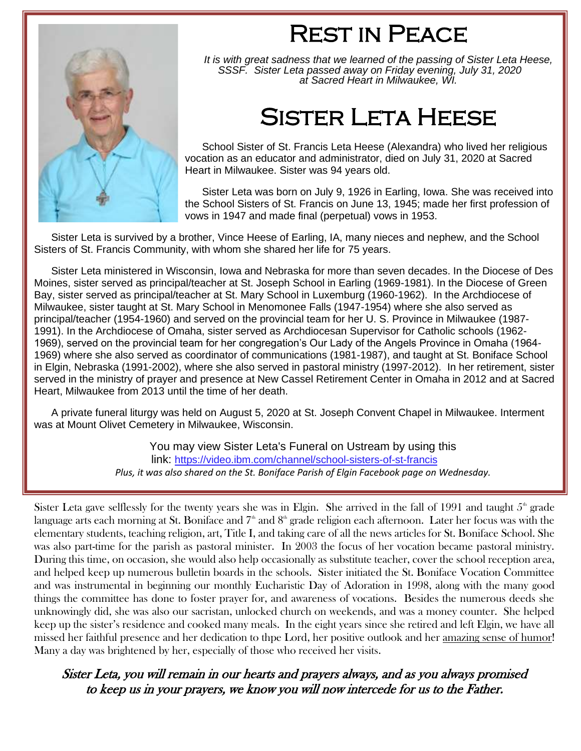# Rest in Peace

*It is with great sadness that we learned of the passing of Sister Leta Heese, SSSF. Sister Leta passed away on Friday evening, July 31, 2020 at Sacred Heart in Milwaukee, WI.*

# Sister Leta Heese

School Sister of St. Francis Leta Heese (Alexandra) who lived her religious vocation as an educator and administrator, died on July 31, 2020 at Sacred Heart in Milwaukee. Sister was 94 years old.

Sister Leta was born on July 9, 1926 in Earling, Iowa. She was received into the School Sisters of St. Francis on June 13, 1945; made her first profession of vows in 1947 and made final (perpetual) vows in 1953.

Sister Leta is survived by a brother, Vince Heese of Earling, IA, many nieces and nephew, and the School Sisters of St. Francis Community, with whom she shared her life for 75 years.

Sister Leta ministered in Wisconsin, Iowa and Nebraska for more than seven decades. In the Diocese of Des Moines, sister served as principal/teacher at St. Joseph School in Earling (1969-1981). In the Diocese of Green Bay, sister served as principal/teacher at St. Mary School in Luxemburg (1960-1962). In the Archdiocese of Milwaukee, sister taught at St. Mary School in Menomonee Falls (1947-1954) where she also served as principal/teacher (1954-1960) and served on the provincial team for her U. S. Province in Milwaukee (1987-1991). In the Archdiocese of Omaha, sister served as Archdiocesan Supervisor for Catholic schools (1962-1969), served on the provincial team for her congregation's Our Lady of the Angels Province in Omaha (1964-1969) where she also served as coordinator of communications (1981-1987), and taught at St. Boniface School in Elgin, Nebraska (1991-2002), where she also served in pastoral ministry (1997-2012). In her retirement, sister served in the ministry of prayer and presence at New Cassel Retirement Center in Omaha in 2012 and at Sacred Heart, Milwaukee from 2013 until the time of her death.

A private funeral liturgy was held on August 5, 2020 at St. Joseph Convent Chapel in Milwaukee. Interment was at Mount Olivet Cemetery in Milwaukee, Wisconsin.

You may view Sister Leta's Funeral on Ustream by using this link: https://video.ibm.com/channel/school-sisters-of-st-francis
*Plus, it was also shared on the St. Boniface Parish of Elgin Facebook page on Wednesday.*

Sister Leta gave selflessly for the twenty years she was in Elgin. She arrived in the fall of 1991 and taught 5th grade language arts each morning at St. Boniface and 7th and 8th grade religion each afternoon. Later her focus was with the elementary students, teaching religion, art, Title I, and taking care of all the news articles for St. Boniface School. She was also part-time for the parish as pastoral minister. In 2003 the focus of her vocation became pastoral ministry. During this time, on occasion, she would also help occasionally as substitute teacher, cover the school reception area, and helped keep up numerous bulletin boards in the schools. Sister initiated the St. Boniface Vocation Committee and was instrumental in beginning our monthly Eucharistic Day of Adoration in 1998, along with the many good things the committee has done to foster prayer for, and awareness of vocations. Besides the numerous deeds she unknowingly did, she was also our sacristan, unlocked church on weekends, and was a money counter. She helped keep up the sister's residence and cooked many meals. In the eight years since she retired and left Elgin, we have all missed her faithful presence and her dedication to thpe Lord, her positive outlook and her amazing sense of humor! Many a day was brightened by her, especially of those who received her visits.

***Sister Leta, you will remain in our hearts and prayers always, and as you always promised to keep us in your prayers, we know you will now intercede for us to the Father.***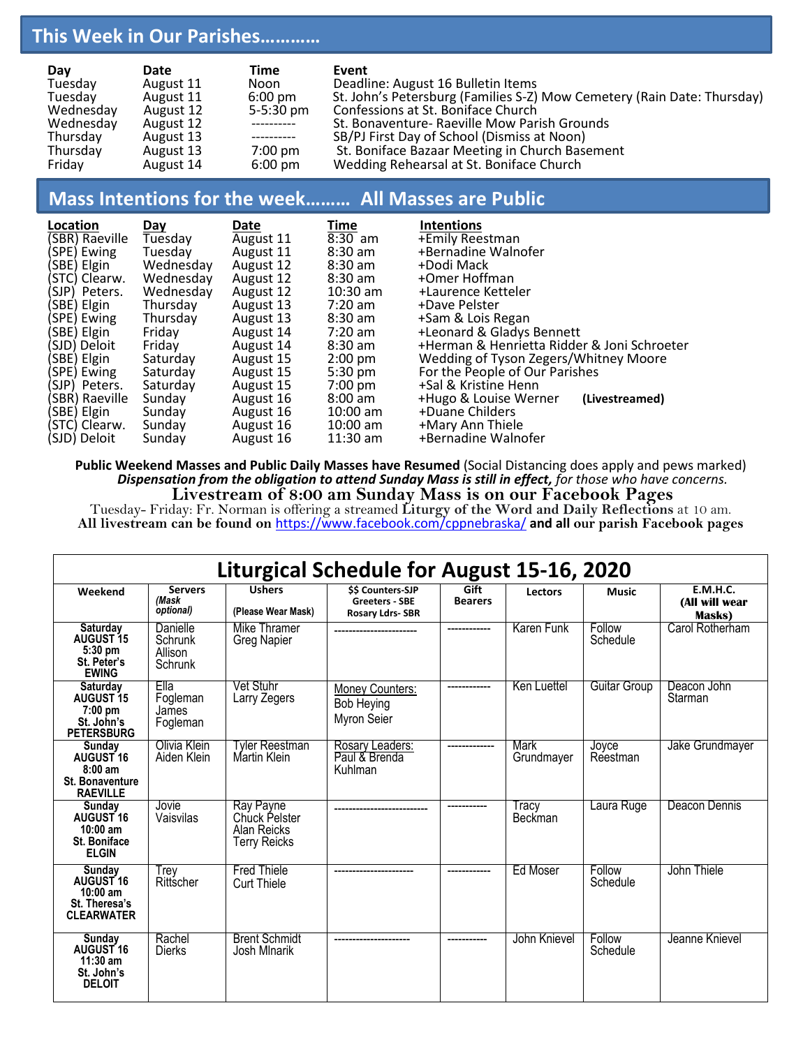## This Week in Our Parishes…………

| Day | Date | Time | Event |
|---|---|---|---|
| Tuesday | August 11 | Noon | Deadline: August 16 Bulletin Items |
| Tuesday | August 11 | 6:00 pm | St. John's Petersburg (Families S-Z) Mow Cemetery (Rain Date: Thursday) |
| Wednesday | August 12 | 5-5:30 pm | Confessions at St. Boniface Church |
| Wednesday | August 12 | ---------- | St. Bonaventure- Raeville Mow Parish Grounds |
| Thursday | August 13 | ---------- | SB/PJ First Day of School (Dismiss at Noon) |
| Thursday | August 13 | 7:00 pm | St. Boniface Bazaar Meeting in Church Basement |
| Friday | August 14 | 6:00 pm | Wedding Rehearsal at St. Boniface Church |

## Mass Intentions for the week……… All Masses are Public

| Location | Day | Date | Time | Intentions |
|---|---|---|---|---|
| (SBR) Raeville | Tuesday | August 11 | 8:30 am | +Emily Reestman |
| (SPE) Ewing | Tuesday | August 11 | 8:30 am | +Bernadine Walnofer |
| (SBE) Elgin | Wednesday | August 12 | 8:30 am | +Dodi Mack |
| (STC) Clearw. | Wednesday | August 12 | 8:30 am | +Omer Hoffman |
| (SJP) Peters. | Wednesday | August 12 | 10:30 am | +Laurence Ketteler |
| (SBE) Elgin | Thursday | August 13 | 7:20 am | +Dave Pelster |
| (SPE) Ewing | Thursday | August 13 | 8:30 am | +Sam & Lois Regan |
| (SBE) Elgin | Friday | August 14 | 7:20 am | +Leonard & Gladys Bennett |
| (SJD) Deloit | Friday | August 14 | 8:30 am | +Herman & Henrietta Ridder & Joni Schroeter |
| (SBE) Elgin | Saturday | August 15 | 2:00 pm | Wedding of Tyson Zegers/Whitney Moore |
| (SPE) Ewing | Saturday | August 15 | 5:30 pm | For the People of Our Parishes |
| (SJP) Peters. | Saturday | August 15 | 7:00 pm | +Sal & Kristine Henn |
| (SBR) Raeville | Sunday | August 16 | 8:00 am | +Hugo & Louise Werner **(Livestreamed)** |
| (SBE) Elgin | Sunday | August 16 | 10:00 am | +Duane Childers |
| (STC) Clearw. | Sunday | August 16 | 10:00 am | +Mary Ann Thiele |
| (SJD) Deloit | Sunday | August 16 | 11:30 am | +Bernadine Walnofer |

**Public Weekend Masses and Public Daily Masses have Resumed** (Social Distancing does apply and pews marked)
***Dispensation from the obligation to attend Sunday Mass is still in effect,*** *for those who have concerns.*
**Livestream of 8:00 am Sunday Mass is on our Facebook Pages**
Tuesday- Friday: Fr. Norman is offering a streamed **Liturgy of the Word and Daily Reflections** at 10 am.
**All livestream can be found on https://www.facebook.com/cppnebraska/ and all our parish Facebook pages**

## Liturgical Schedule for August 15-16, 2020

| Weekend | Servers *(Mask optional)* | Ushers (Please Wear Mask) | $$ Counters-SJP Greeters - SBE Rosary Ldrs- SBR | Gift Bearers | Lectors | Music | E.M.H.C. (All will wear Masks) |
|---|---|---|---|---|---|---|---|
| **Saturday AUGUST 15 5:30 pm St. Peter's EWING** | Danielle Schrunk Allison Schrunk | Mike Thramer Greg Napier | ---------------------- | ------------ | Karen Funk | Follow Schedule | Carol Rotherham |
| **Saturday AUGUST 15 7:00 pm St. John's PETERSBURG** | Ella Fogleman James Fogleman | Vet Stuhr Larry Zegers | Money Counters: Bob Heying Myron Seier | ------------ | Ken Luettel | Guitar Group | Deacon John Starman |
| **Sunday AUGUST 16 8:00 am St. Bonaventure RAEVILLE** | Olivia Klein Aiden Klein | Tyler Reestman Martin Klein | Rosary Leaders: Paul & Brenda Kuhlman | ------------- | Mark Grundmayer | Joyce Reestman | Jake Grundmayer |
| **Sunday AUGUST 16 10:00 am St. Boniface ELGIN** | Jovie Vaisvilas | Ray Payne Chuck Pelster Alan Reicks Terry Reicks | ------------------------- | ----------- | Tracy Beckman | Laura Ruge | Deacon Dennis |
| **Sunday AUGUST 16 10:00 am St. Theresa's CLEARWATER** | Trey Rittscher | Fred Thiele Curt Thiele | --------------------- | ------------ | Ed Moser | Follow Schedule | John Thiele |
| **Sunday AUGUST 16 11:30 am St. John's DELOIT** | Rachel Dierks | Brent Schmidt Josh Mlnarik | -------------------- | ----------- | John Knievel | Follow Schedule | Jeanne Knievel |